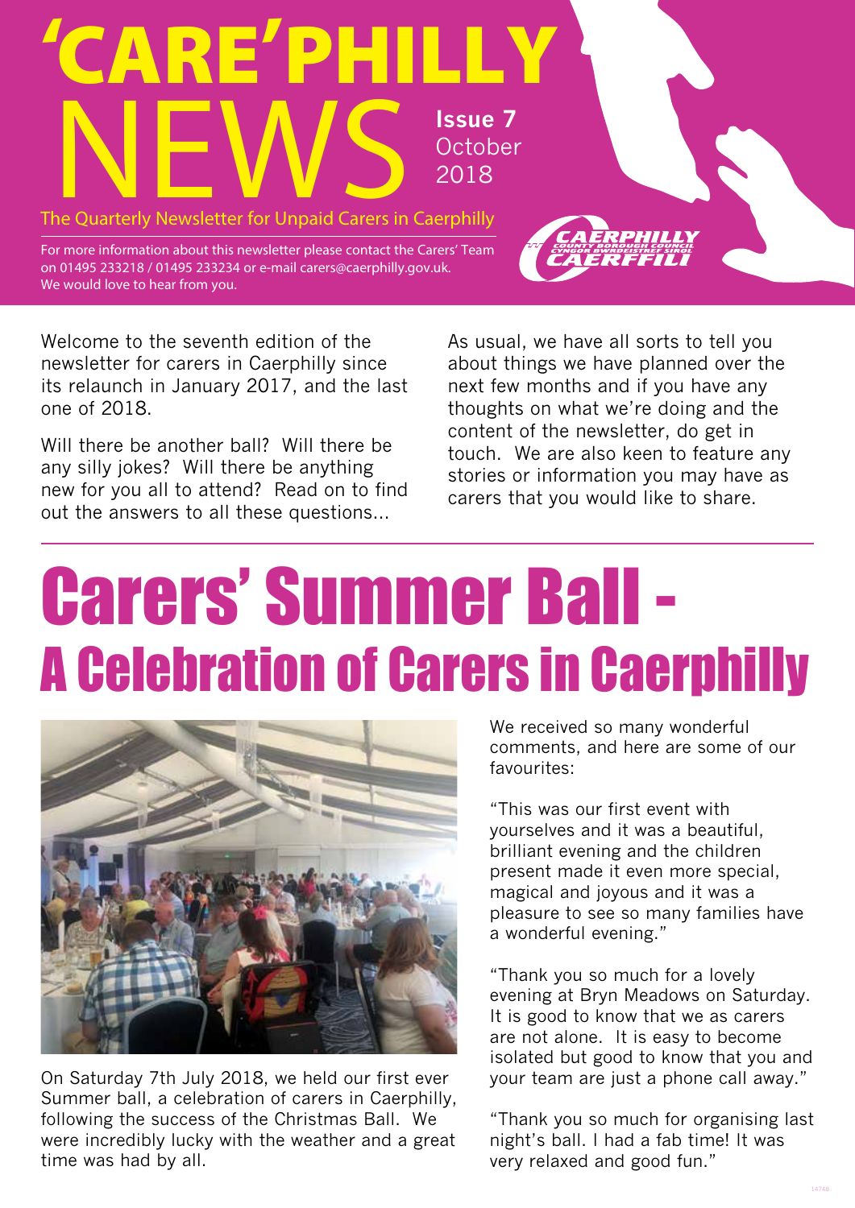# 'CARE'PHILLY NEWS

**Issue 7**
October 2018

The Quarterly Newsletter for Unpaid Carers in Caerphilly

For more information about this newsletter please contact the Carers' Team on 01495 233218 / 01495 233234 or e-mail carers@caerphilly.gov.uk. We would love to hear from you.

CAERPHILLY COUNTY BOROUGH COUNCIL
CYNGOR BWRDEISTREF SIROL CAERFFILI

Welcome to the seventh edition of the newsletter for carers in Caerphilly since its relaunch in January 2017, and the last one of 2018.

Will there be another ball? Will there be any silly jokes? Will there be anything new for you all to attend? Read on to find out the answers to all these questions...

As usual, we have all sorts to tell you about things we have planned over the next few months and if you have any thoughts on what we're doing and the content of the newsletter, do get in touch. We are also keen to feature any stories or information you may have as carers that you would like to share.

# Carers' Summer Ball - A Celebration of Carers in Caerphilly

On Saturday 7th July 2018, we held our first ever Summer ball, a celebration of carers in Caerphilly, following the success of the Christmas Ball. We were incredibly lucky with the weather and a great time was had by all.

We received so many wonderful comments, and here are some of our favourites:

"This was our first event with yourselves and it was a beautiful, brilliant evening and the children present made it even more special, magical and joyous and it was a pleasure to see so many families have a wonderful evening."

"Thank you so much for a lovely evening at Bryn Meadows on Saturday. It is good to know that we as carers are not alone. It is easy to become isolated but good to know that you and your team are just a phone call away."

"Thank you so much for organising last night's ball. I had a fab time! It was very relaxed and good fun."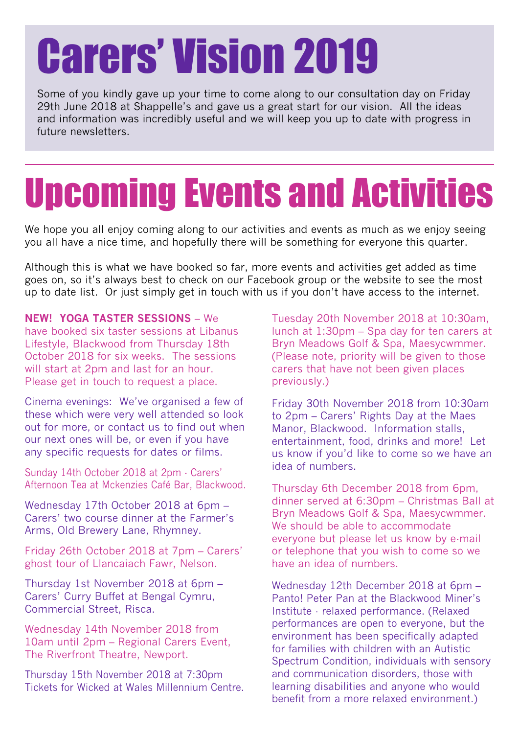# Carers' Vision 2019

Some of you kindly gave up your time to come along to our consultation day on Friday 29th June 2018 at Shappelle's and gave us a great start for our vision. All the ideas and information was incredibly useful and we will keep you up to date with progress in future newsletters.

# Upcoming Events and Activities

We hope you all enjoy coming along to our activities and events as much as we enjoy seeing you all have a nice time, and hopefully there will be something for everyone this quarter.

Although this is what we have booked so far, more events and activities get added as time goes on, so it's always best to check on our Facebook group or the website to see the most up to date list. Or just simply get in touch with us if you don't have access to the internet.

**NEW! YOGA TASTER SESSIONS** – We have booked six taster sessions at Libanus Lifestyle, Blackwood from Thursday 18th October 2018 for six weeks. The sessions will start at 2pm and last for an hour. Please get in touch to request a place.

Cinema evenings: We've organised a few of these which were very well attended so look out for more, or contact us to find out when our next ones will be, or even if you have any specific requests for dates or films.

Sunday 14th October 2018 at 2pm · Carers' Afternoon Tea at Mckenzies Café Bar, Blackwood.

Wednesday 17th October 2018 at 6pm – Carers' two course dinner at the Farmer's Arms, Old Brewery Lane, Rhymney.

Friday 26th October 2018 at 7pm – Carers' ghost tour of Llancaiach Fawr, Nelson.

Thursday 1st November 2018 at 6pm – Carers' Curry Buffet at Bengal Cymru, Commercial Street, Risca.

Wednesday 14th November 2018 from 10am until 2pm – Regional Carers Event, The Riverfront Theatre, Newport.

Thursday 15th November 2018 at 7:30pm Tickets for Wicked at Wales Millennium Centre.

Tuesday 20th November 2018 at 10:30am, lunch at 1:30pm – Spa day for ten carers at Bryn Meadows Golf & Spa, Maesycwmmer. (Please note, priority will be given to those carers that have not been given places previously.)

Friday 30th November 2018 from 10:30am to 2pm – Carers' Rights Day at the Maes Manor, Blackwood. Information stalls, entertainment, food, drinks and more! Let us know if you'd like to come so we have an idea of numbers.

Thursday 6th December 2018 from 6pm, dinner served at 6:30pm – Christmas Ball at Bryn Meadows Golf & Spa, Maesycwmmer. We should be able to accommodate everyone but please let us know by e-mail or telephone that you wish to come so we have an idea of numbers.

Wednesday 12th December 2018 at 6pm – Panto! Peter Pan at the Blackwood Miner's Institute · relaxed performance. (Relaxed performances are open to everyone, but the environment has been specifically adapted for families with children with an Autistic Spectrum Condition, individuals with sensory and communication disorders, those with learning disabilities and anyone who would benefit from a more relaxed environment.)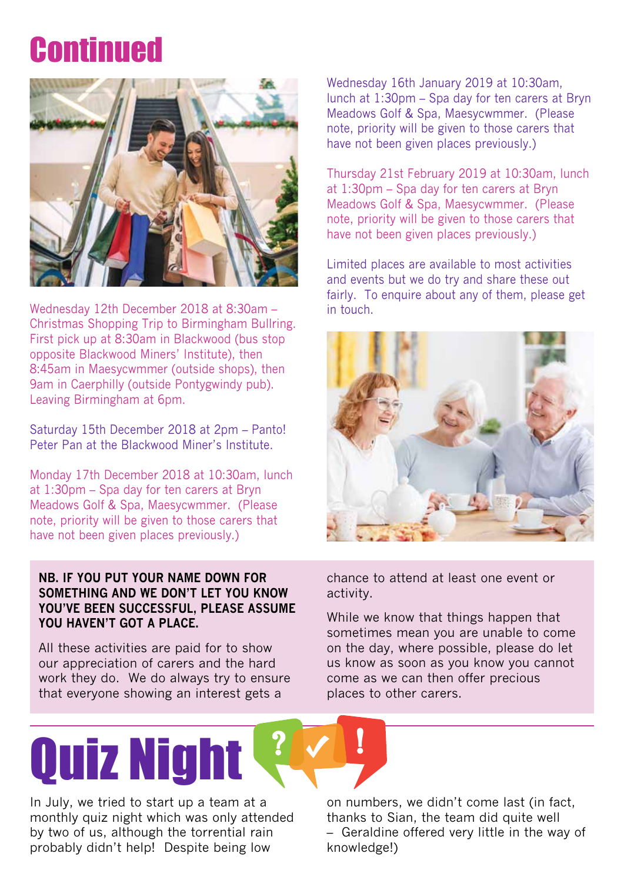# Continued

Wednesday 12th December 2018 at 8:30am – Christmas Shopping Trip to Birmingham Bullring. First pick up at 8:30am in Blackwood (bus stop opposite Blackwood Miners' Institute), then 8:45am in Maesycwmmer (outside shops), then 9am in Caerphilly (outside Pontygwindy pub). Leaving Birmingham at 6pm.

Saturday 15th December 2018 at 2pm – Panto! Peter Pan at the Blackwood Miner's Institute.

Monday 17th December 2018 at 10:30am, lunch at 1:30pm – Spa day for ten carers at Bryn Meadows Golf & Spa, Maesycwmmer. (Please note, priority will be given to those carers that have not been given places previously.)

Wednesday 16th January 2019 at 10:30am, lunch at 1:30pm – Spa day for ten carers at Bryn Meadows Golf & Spa, Maesycwmmer. (Please note, priority will be given to those carers that have not been given places previously.)

Thursday 21st February 2019 at 10:30am, lunch at 1:30pm – Spa day for ten carers at Bryn Meadows Golf & Spa, Maesycwmmer. (Please note, priority will be given to those carers that have not been given places previously.)

Limited places are available to most activities and events but we do try and share these out fairly. To enquire about any of them, please get in touch.

**NB. IF YOU PUT YOUR NAME DOWN FOR SOMETHING AND WE DON'T LET YOU KNOW YOU'VE BEEN SUCCESSFUL, PLEASE ASSUME YOU HAVEN'T GOT A PLACE.**

All these activities are paid for to show our appreciation of carers and the hard work they do. We do always try to ensure that everyone showing an interest gets a chance to attend at least one event or activity.

While we know that things happen that sometimes mean you are unable to come on the day, where possible, please do let us know as soon as you know you cannot come as we can then offer precious places to other carers.

# Quiz Night

In July, we tried to start up a team at a monthly quiz night which was only attended by two of us, although the torrential rain probably didn't help! Despite being low on numbers, we didn't come last (in fact, thanks to Sian, the team did quite well – Geraldine offered very little in the way of knowledge!)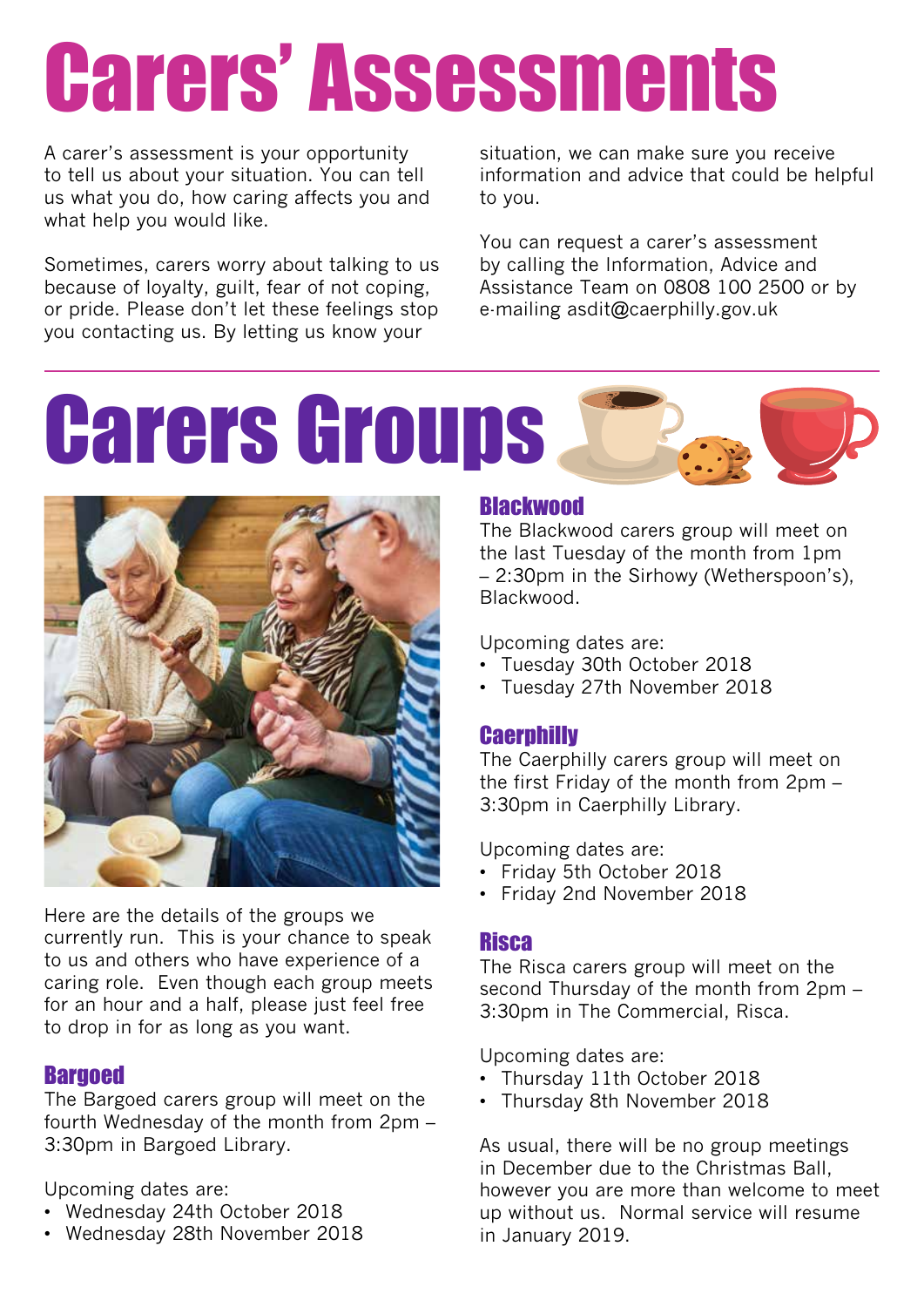# Carers' Assessments

A carer's assessment is your opportunity to tell us about your situation. You can tell us what you do, how caring affects you and what help you would like.

Sometimes, carers worry about talking to us because of loyalty, guilt, fear of not coping, or pride. Please don't let these feelings stop you contacting us. By letting us know your situation, we can make sure you receive information and advice that could be helpful to you.

You can request a carer's assessment by calling the Information, Advice and Assistance Team on 0808 100 2500 or by e-mailing asdit@caerphilly.gov.uk

# Carers Groups

Here are the details of the groups we currently run. This is your chance to speak to us and others who have experience of a caring role. Even though each group meets for an hour and a half, please just feel free to drop in for as long as you want.

## Bargoed

The Bargoed carers group will meet on the fourth Wednesday of the month from 2pm – 3:30pm in Bargoed Library.

Upcoming dates are:

- Wednesday 24th October 2018
- Wednesday 28th November 2018

## Blackwood

The Blackwood carers group will meet on the last Tuesday of the month from 1pm – 2:30pm in the Sirhowy (Wetherspoon's), Blackwood.

Upcoming dates are:

- Tuesday 30th October 2018
- Tuesday 27th November 2018

## Caerphilly

The Caerphilly carers group will meet on the first Friday of the month from 2pm – 3:30pm in Caerphilly Library.

Upcoming dates are:

- Friday 5th October 2018
- Friday 2nd November 2018

## Risca

The Risca carers group will meet on the second Thursday of the month from 2pm – 3:30pm in The Commercial, Risca.

Upcoming dates are:

- Thursday 11th October 2018
- Thursday 8th November 2018

As usual, there will be no group meetings in December due to the Christmas Ball, however you are more than welcome to meet up without us. Normal service will resume in January 2019.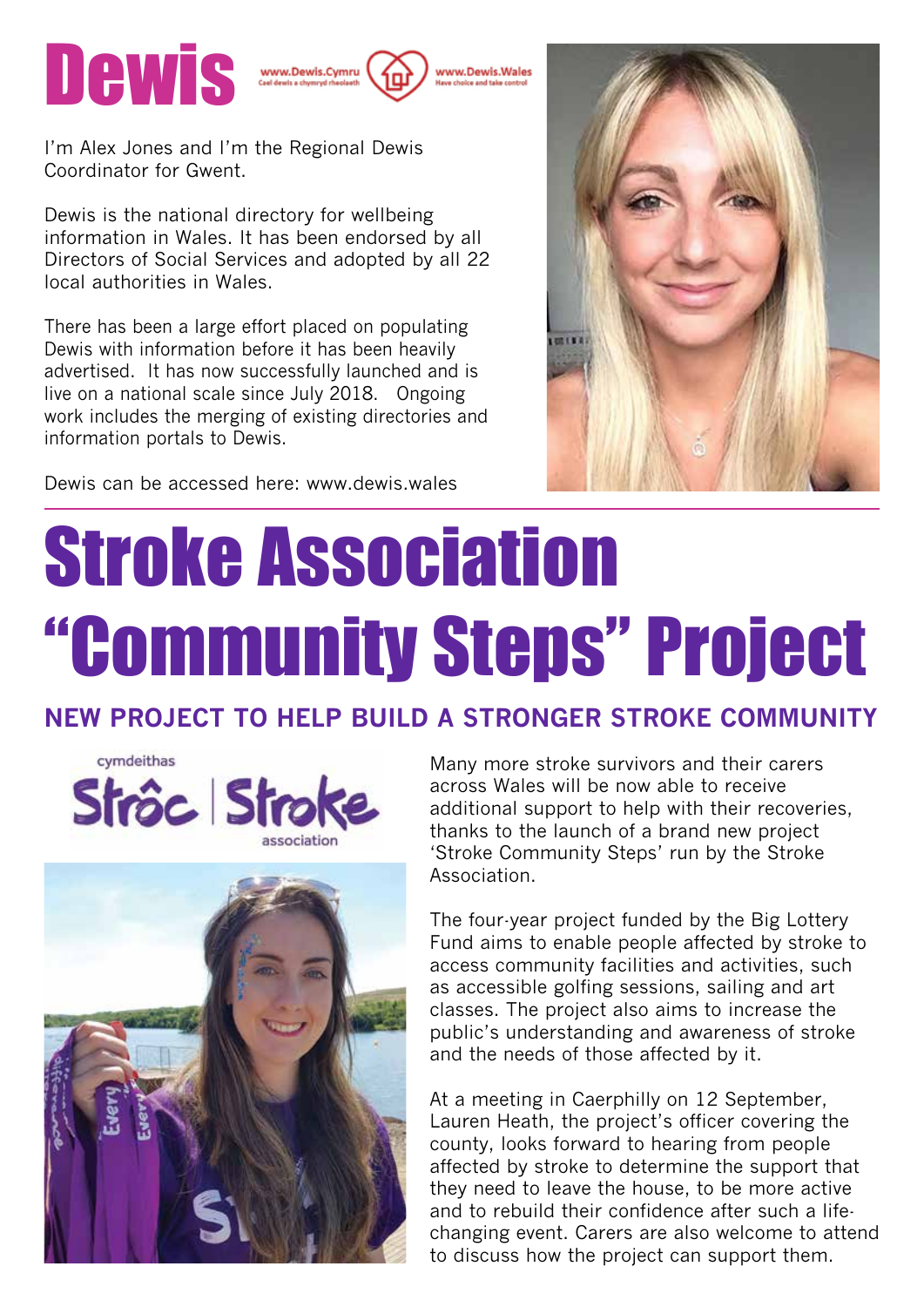# Dewis

www.Dewis.Cymru
Cael dewis a chymryd rheolaeth

www.Dewis.Wales
Have choice and take control

I'm Alex Jones and I'm the Regional Dewis Coordinator for Gwent.

Dewis is the national directory for wellbeing information in Wales. It has been endorsed by all Directors of Social Services and adopted by all 22 local authorities in Wales.

There has been a large effort placed on populating Dewis with information before it has been heavily advertised. It has now successfully launched and is live on a national scale since July 2018. Ongoing work includes the merging of existing directories and information portals to Dewis.

Dewis can be accessed here: www.dewis.wales

# Stroke Association "Community Steps" Project

## NEW PROJECT TO HELP BUILD A STRONGER STROKE COMMUNITY

cymdeithas Strôc | Stroke association

Many more stroke survivors and their carers across Wales will be now able to receive additional support to help with their recoveries, thanks to the launch of a brand new project 'Stroke Community Steps' run by the Stroke Association.

The four-year project funded by the Big Lottery Fund aims to enable people affected by stroke to access community facilities and activities, such as accessible golfing sessions, sailing and art classes. The project also aims to increase the public's understanding and awareness of stroke and the needs of those affected by it.

At a meeting in Caerphilly on 12 September, Lauren Heath, the project's officer covering the county, looks forward to hearing from people affected by stroke to determine the support that they need to leave the house, to be more active and to rebuild their confidence after such a life-changing event. Carers are also welcome to attend to discuss how the project can support them.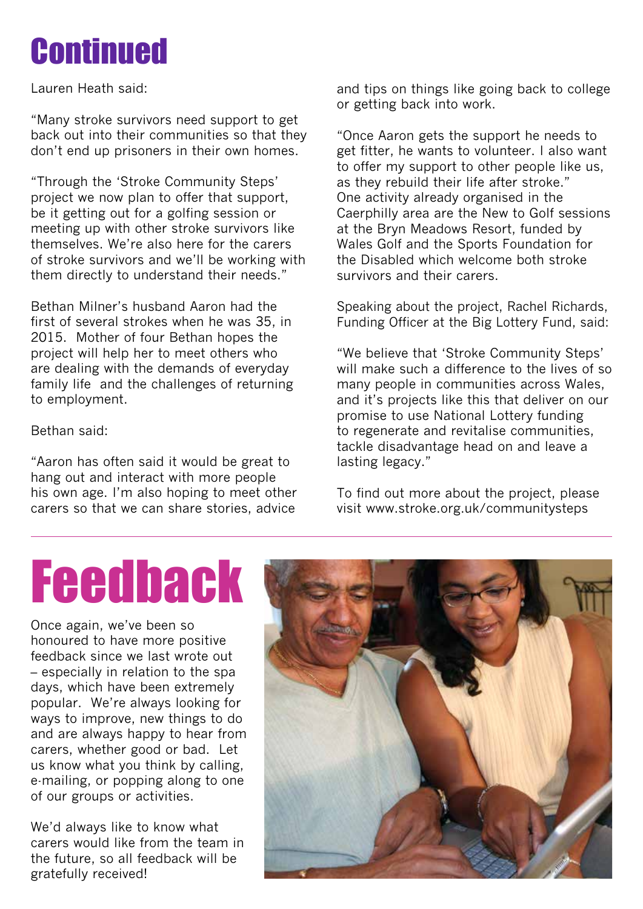# Continued

Lauren Heath said:

"Many stroke survivors need support to get back out into their communities so that they don't end up prisoners in their own homes.

"Through the 'Stroke Community Steps' project we now plan to offer that support, be it getting out for a golfing session or meeting up with other stroke survivors like themselves. We're also here for the carers of stroke survivors and we'll be working with them directly to understand their needs."

Bethan Milner's husband Aaron had the first of several strokes when he was 35, in 2015. Mother of four Bethan hopes the project will help her to meet others who are dealing with the demands of everyday family life and the challenges of returning to employment.

Bethan said:

"Aaron has often said it would be great to hang out and interact with more people his own age. I'm also hoping to meet other carers so that we can share stories, advice and tips on things like going back to college or getting back into work.

"Once Aaron gets the support he needs to get fitter, he wants to volunteer. I also want to offer my support to other people like us, as they rebuild their life after stroke."

One activity already organised in the Caerphilly area are the New to Golf sessions at the Bryn Meadows Resort, funded by Wales Golf and the Sports Foundation for the Disabled which welcome both stroke survivors and their carers.

Speaking about the project, Rachel Richards, Funding Officer at the Big Lottery Fund, said:

"We believe that 'Stroke Community Steps' will make such a difference to the lives of so many people in communities across Wales, and it's projects like this that deliver on our promise to use National Lottery funding to regenerate and revitalise communities, tackle disadvantage head on and leave a lasting legacy."

To find out more about the project, please visit www.stroke.org.uk/communitysteps

# Feedback

Once again, we've been so honoured to have more positive feedback since we last wrote out – especially in relation to the spa days, which have been extremely popular. We're always looking for ways to improve, new things to do and are always happy to hear from carers, whether good or bad. Let us know what you think by calling, e-mailing, or popping along to one of our groups or activities.

We'd always like to know what carers would like from the team in the future, so all feedback will be gratefully received!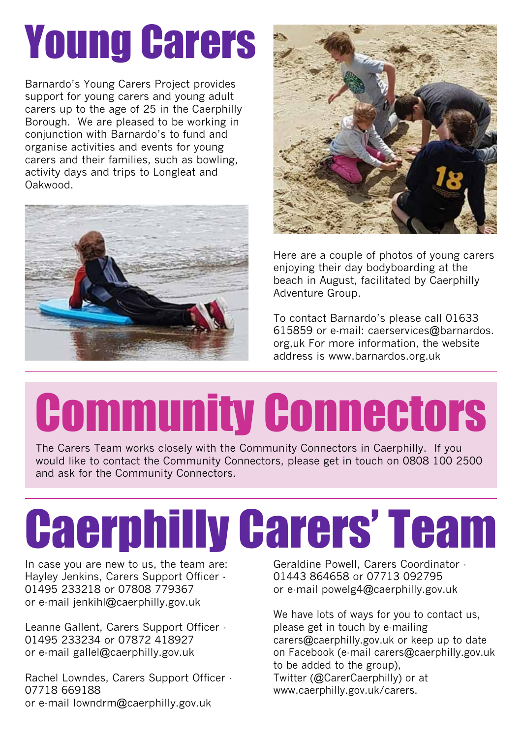# Young Carers

Barnardo's Young Carers Project provides support for young carers and young adult carers up to the age of 25 in the Caerphilly Borough. We are pleased to be working in conjunction with Barnardo's to fund and organise activities and events for young carers and their families, such as bowling, activity days and trips to Longleat and Oakwood.

Here are a couple of photos of young carers enjoying their day bodyboarding at the beach in August, facilitated by Caerphilly Adventure Group.

To contact Barnardo's please call 01633 615859 or e-mail: caerservices@barnardos.org,uk For more information, the website address is www.barnardos.org.uk

# Community Connectors

The Carers Team works closely with the Community Connectors in Caerphilly. If you would like to contact the Community Connectors, please get in touch on 0808 100 2500 and ask for the Community Connectors.

# Caerphilly Carers' Team

In case you are new to us, the team are:
Hayley Jenkins, Carers Support Officer - 01495 233218 or 07808 779367
or e-mail jenkihl@caerphilly.gov.uk

Leanne Gallent, Carers Support Officer - 01495 233234 or 07872 418927
or e-mail gallel@caerphilly.gov.uk

Rachel Lowndes, Carers Support Officer - 07718 669188
or e-mail lowndrm@caerphilly.gov.uk

Geraldine Powell, Carers Coordinator - 01443 864658 or 07713 092795
or e-mail powelg4@caerphilly.gov.uk

We have lots of ways for you to contact us, please get in touch by e-mailing carers@caerphilly.gov.uk or keep up to date on Facebook (e-mail carers@caerphilly.gov.uk to be added to the group), Twitter (@CarerCaerphilly) or at www.caerphilly.gov.uk/carers.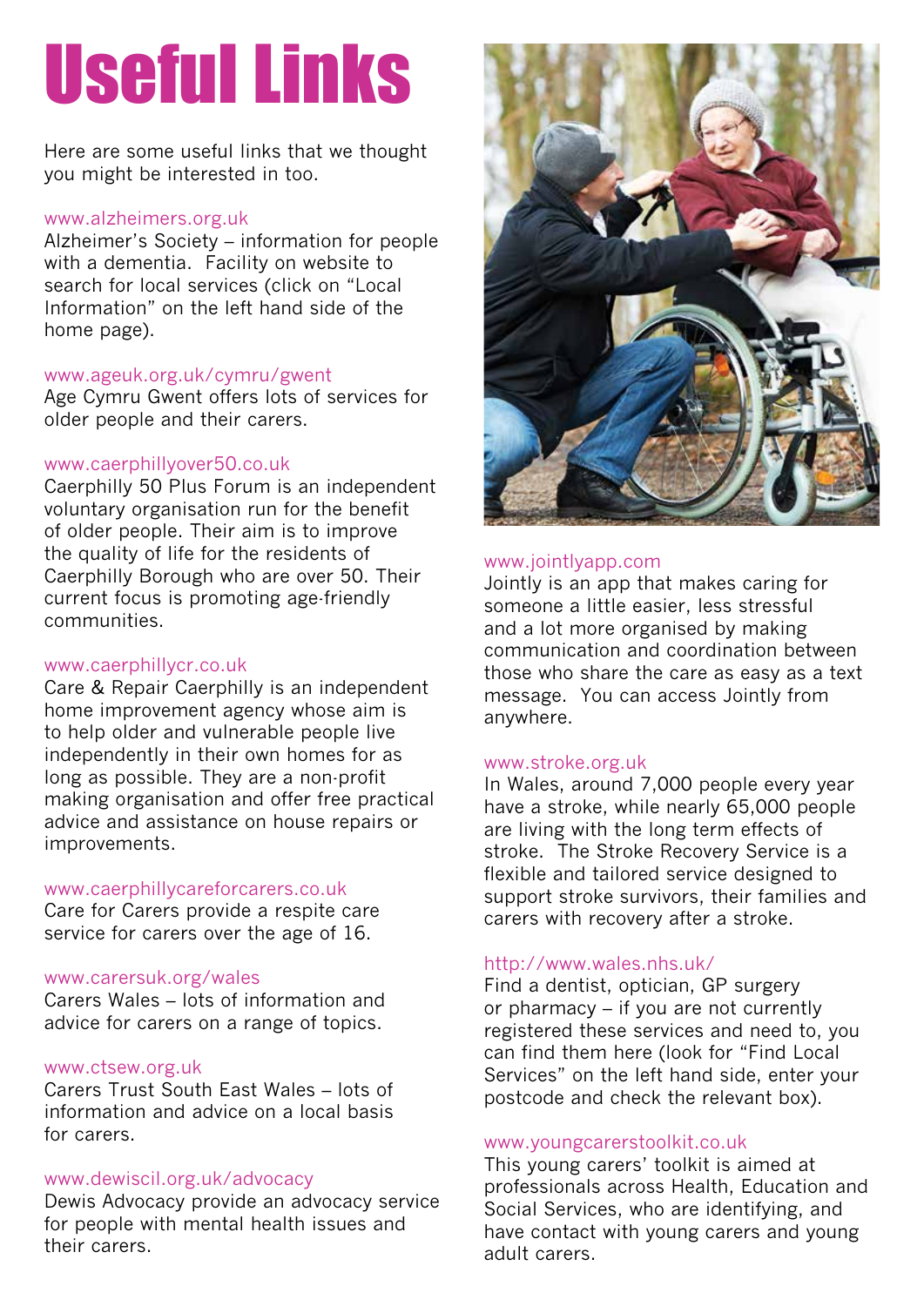# Useful Links

Here are some useful links that we thought you might be interested in too.

www.alzheimers.org.uk
Alzheimer's Society – information for people with a dementia. Facility on website to search for local services (click on "Local Information" on the left hand side of the home page).

www.ageuk.org.uk/cymru/gwent
Age Cymru Gwent offers lots of services for older people and their carers.

www.caerphillyover50.co.uk
Caerphilly 50 Plus Forum is an independent voluntary organisation run for the benefit of older people. Their aim is to improve the quality of life for the residents of Caerphilly Borough who are over 50. Their current focus is promoting age-friendly communities.

www.caerphillycr.co.uk
Care & Repair Caerphilly is an independent home improvement agency whose aim is to help older and vulnerable people live independently in their own homes for as long as possible. They are a non-profit making organisation and offer free practical advice and assistance on house repairs or improvements.

www.caerphillycareforcarers.co.uk
Care for Carers provide a respite care service for carers over the age of 16.

www.carersuk.org/wales
Carers Wales – lots of information and advice for carers on a range of topics.

www.ctsew.org.uk
Carers Trust South East Wales – lots of information and advice on a local basis for carers.

www.dewiscil.org.uk/advocacy
Dewis Advocacy provide an advocacy service for people with mental health issues and their carers.

www.jointlyapp.com
Jointly is an app that makes caring for someone a little easier, less stressful and a lot more organised by making communication and coordination between those who share the care as easy as a text message. You can access Jointly from anywhere.

www.stroke.org.uk
In Wales, around 7,000 people every year have a stroke, while nearly 65,000 people are living with the long term effects of stroke. The Stroke Recovery Service is a flexible and tailored service designed to support stroke survivors, their families and carers with recovery after a stroke.

http://www.wales.nhs.uk/
Find a dentist, optician, GP surgery or pharmacy – if you are not currently registered these services and need to, you can find them here (look for "Find Local Services" on the left hand side, enter your postcode and check the relevant box).

www.youngcarerstoolkit.co.uk
This young carers' toolkit is aimed at professionals across Health, Education and Social Services, who are identifying, and have contact with young carers and young adult carers.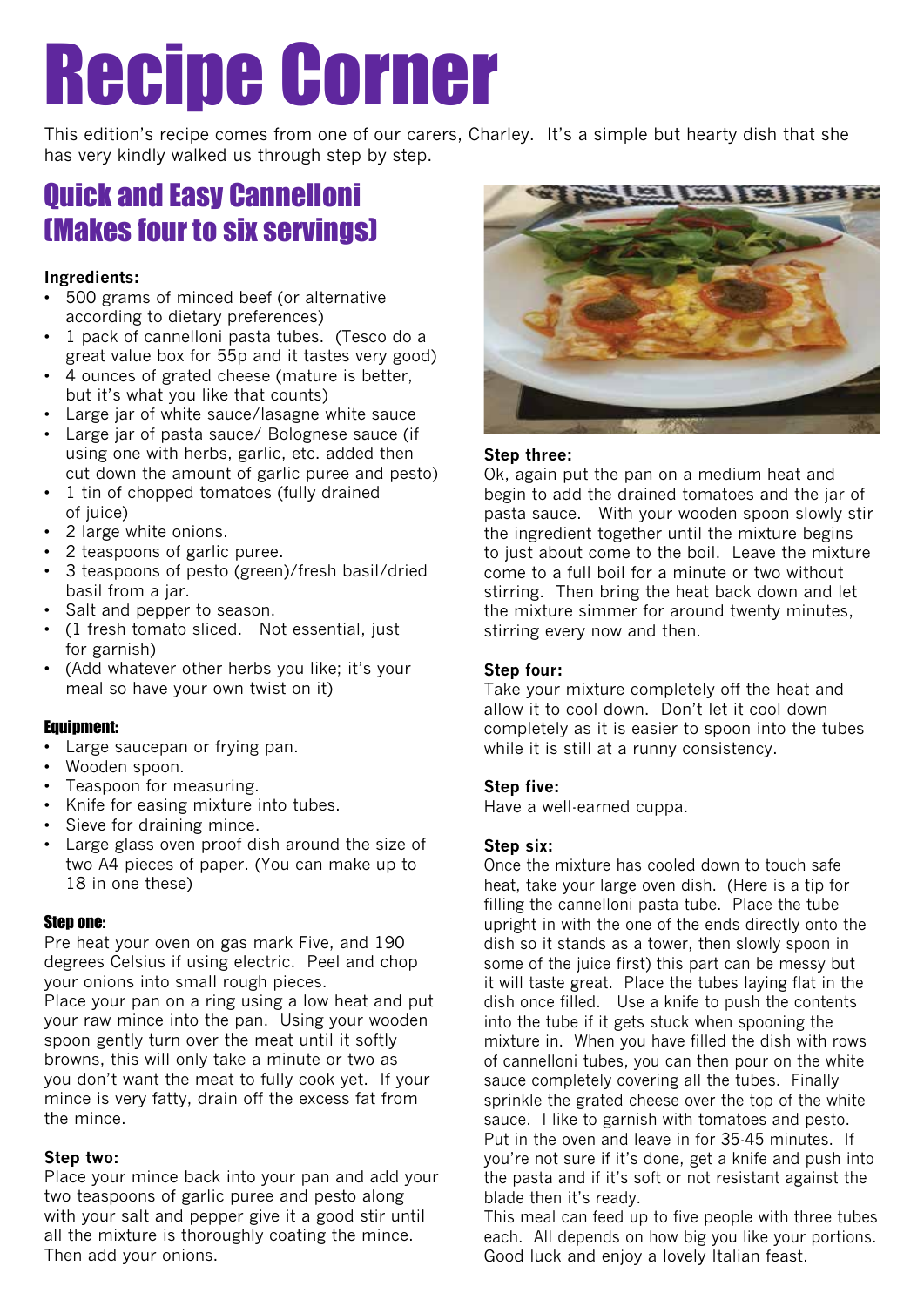# Recipe Corner

This edition's recipe comes from one of our carers, Charley. It's a simple but hearty dish that she has very kindly walked us through step by step.

## Quick and Easy Cannelloni (Makes four to six servings)

**Ingredients:**

- 500 grams of minced beef (or alternative according to dietary preferences)
- 1 pack of cannelloni pasta tubes. (Tesco do a great value box for 55p and it tastes very good)
- 4 ounces of grated cheese (mature is better, but it's what you like that counts)
- Large jar of white sauce/lasagne white sauce
- Large jar of pasta sauce/ Bolognese sauce (if using one with herbs, garlic, etc. added then cut down the amount of garlic puree and pesto)
- 1 tin of chopped tomatoes (fully drained of juice)
- 2 large white onions.
- 2 teaspoons of garlic puree.
- 3 teaspoons of pesto (green)/fresh basil/dried basil from a jar.
- Salt and pepper to season.
- (1 fresh tomato sliced. Not essential, just for garnish)
- (Add whatever other herbs you like; it's your meal so have your own twist on it)

**Equipment:**

- Large saucepan or frying pan.
- Wooden spoon.
- Teaspoon for measuring.
- Knife for easing mixture into tubes.
- Sieve for draining mince.
- Large glass oven proof dish around the size of two A4 pieces of paper. (You can make up to 18 in one these)

**Step one:**

Pre heat your oven on gas mark Five, and 190 degrees Celsius if using electric. Peel and chop your onions into small rough pieces.

Place your pan on a ring using a low heat and put your raw mince into the pan. Using your wooden spoon gently turn over the meat until it softly browns, this will only take a minute or two as you don't want the meat to fully cook yet. If your mince is very fatty, drain off the excess fat from the mince.

**Step two:**

Place your mince back into your pan and add your two teaspoons of garlic puree and pesto along with your salt and pepper give it a good stir until all the mixture is thoroughly coating the mince. Then add your onions.

**Step three:**

Ok, again put the pan on a medium heat and begin to add the drained tomatoes and the jar of pasta sauce. With your wooden spoon slowly stir the ingredient together until the mixture begins to just about come to the boil. Leave the mixture come to a full boil for a minute or two without stirring. Then bring the heat back down and let the mixture simmer for around twenty minutes, stirring every now and then.

**Step four:**

Take your mixture completely off the heat and allow it to cool down. Don't let it cool down completely as it is easier to spoon into the tubes while it is still at a runny consistency.

**Step five:**

Have a well-earned cuppa.

**Step six:**

Once the mixture has cooled down to touch safe heat, take your large oven dish. (Here is a tip for filling the cannelloni pasta tube. Place the tube upright in with the one of the ends directly onto the dish so it stands as a tower, then slowly spoon in some of the juice first) this part can be messy but it will taste great. Place the tubes laying flat in the dish once filled. Use a knife to push the contents into the tube if it gets stuck when spooning the mixture in. When you have filled the dish with rows of cannelloni tubes, you can then pour on the white sauce completely covering all the tubes. Finally sprinkle the grated cheese over the top of the white sauce. I like to garnish with tomatoes and pesto. Put in the oven and leave in for 35-45 minutes. If you're not sure if it's done, get a knife and push into the pasta and if it's soft or not resistant against the blade then it's ready.

This meal can feed up to five people with three tubes each. All depends on how big you like your portions. Good luck and enjoy a lovely Italian feast.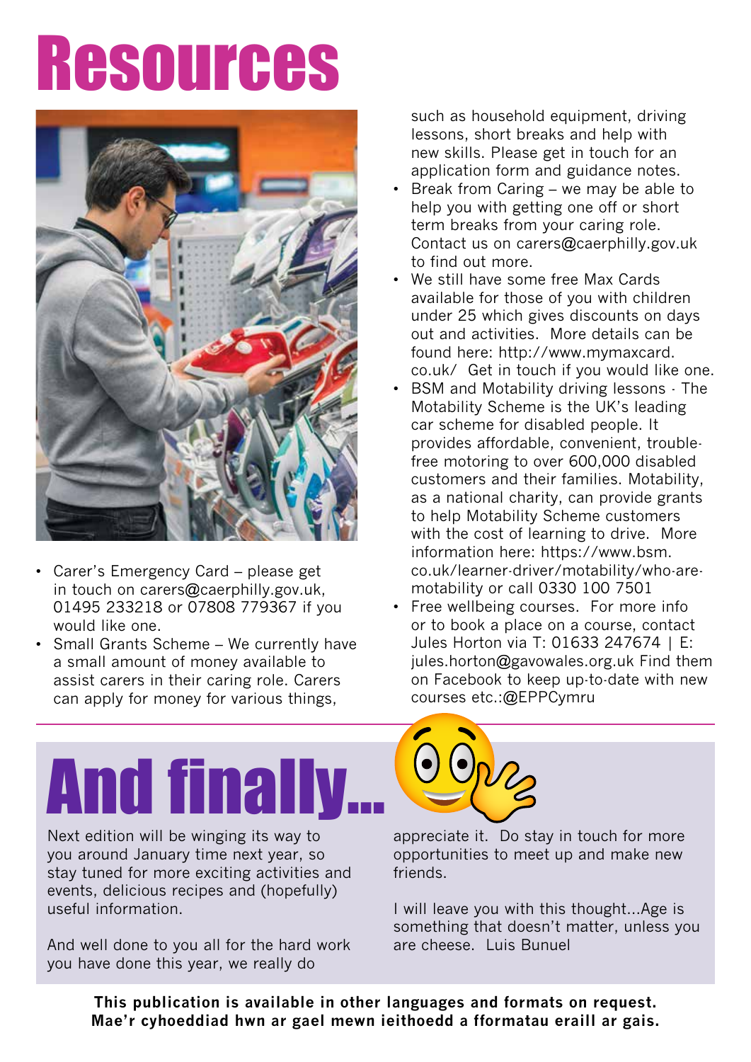# Resources

- Carer's Emergency Card – please get in touch on carers@caerphilly.gov.uk, 01495 233218 or 07808 779367 if you would like one.
- Small Grants Scheme – We currently have a small amount of money available to assist carers in their caring role. Carers can apply for money for various things, such as household equipment, driving lessons, short breaks and help with new skills. Please get in touch for an application form and guidance notes.
- Break from Caring – we may be able to help you with getting one off or short term breaks from your caring role. Contact us on carers@caerphilly.gov.uk to find out more.
- We still have some free Max Cards available for those of you with children under 25 which gives discounts on days out and activities. More details can be found here: http://www.mymaxcard.co.uk/ Get in touch if you would like one.
- BSM and Motability driving lessons - The Motability Scheme is the UK's leading car scheme for disabled people. It provides affordable, convenient, trouble-free motoring to over 600,000 disabled customers and their families. Motability, as a national charity, can provide grants to help Motability Scheme customers with the cost of learning to drive. More information here: https://www.bsm.co.uk/learner-driver/motability/who-are-motability or call 0330 100 7501
- Free wellbeing courses. For more info or to book a place on a course, contact Jules Horton via T: 01633 247674 | E: jules.horton@gavowales.org.uk Find them on Facebook to keep up-to-date with new courses etc.:@EPPCymru

# And finally...

Next edition will be winging its way to you around January time next year, so stay tuned for more exciting activities and events, delicious recipes and (hopefully) useful information.

And well done to you all for the hard work you have done this year, we really do appreciate it. Do stay in touch for more opportunities to meet up and make new friends.

I will leave you with this thought...Age is something that doesn't matter, unless you are cheese. Luis Bunuel

**This publication is available in other languages and formats on request.**
**Mae'r cyhoeddiad hwn ar gael mewn ieithoedd a fformatau eraill ar gais.**